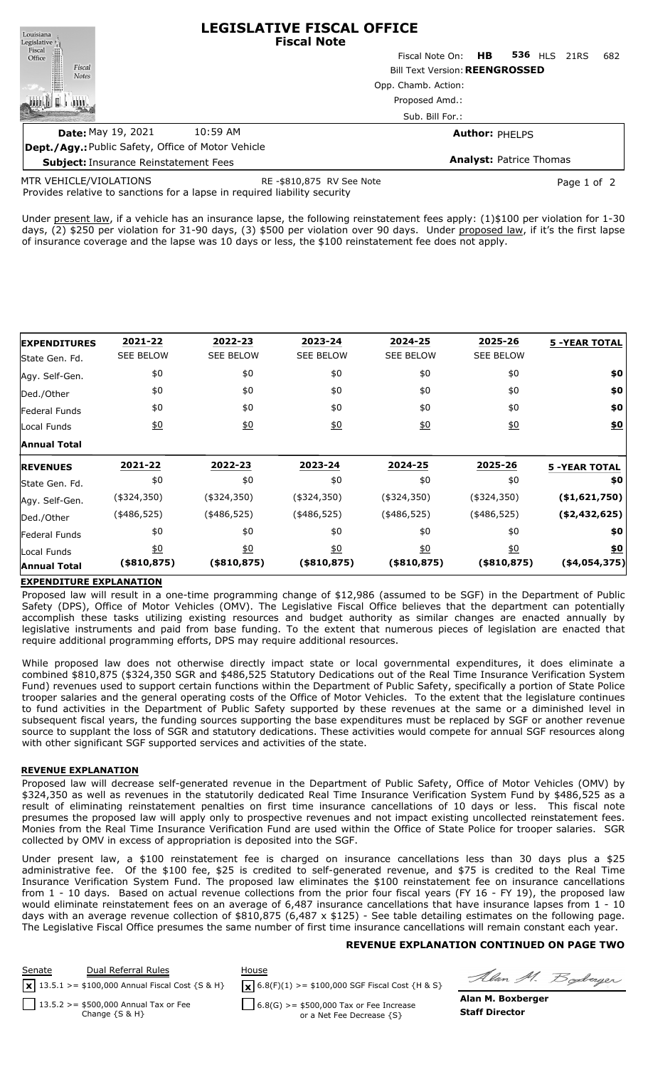# LEGISLATIVE FISCAL OFFICE
## Fiscal Note

Louisiana Legislative Fiscal Office — Fiscal Notes

Fiscal Note On: **HB 536** HLS 21RS 682

Bill Text Version: **REENGROSSED**

Opp. Chamb. Action:

Proposed Amd.:

Sub. Bill For.:

**Date:** May 19, 2021 10:59 AM

**Author:** PHELPS

**Dept./Agy.:** Public Safety, Office of Motor Vehicle

**Analyst:** Patrice Thomas

**Subject:** Insurance Reinstatement Fees

MTR VEHICLE/VIOLATIONS RE -$810,875 RV See Note

Provides relative to sanctions for a lapse in required liability security

Under present law, if a vehicle has an insurance lapse, the following reinstatement fees apply: (1)$100 per violation for 1-30 days, (2) $250 per violation for 31-90 days, (3) $500 per violation over 90 days. Under proposed law, if it's the first lapse of insurance coverage and the lapse was 10 days or less, the $100 reinstatement fee does not apply.

| **EXPENDITURES** | **2021-22** | **2022-23** | **2023-24** | **2024-25** | **2025-26** | **5 -YEAR TOTAL** |
|---|---|---|---|---|---|---|
| State Gen. Fd. | SEE BELOW | SEE BELOW | SEE BELOW | SEE BELOW | SEE BELOW | |
| Agy. Self-Gen. | $0 | $0 | $0 | $0 | $0 | **$0** |
| Ded./Other | $0 | $0 | $0 | $0 | $0 | **$0** |
| Federal Funds | $0 | $0 | $0 | $0 | $0 | **$0** |
| Local Funds | $0 | $0 | $0 | $0 | $0 | **$0** |
| **Annual Total** | | | | | | |

| **REVENUES** | **2021-22** | **2022-23** | **2023-24** | **2024-25** | **2025-26** | **5 -YEAR TOTAL** |
|---|---|---|---|---|---|---|
| State Gen. Fd. | $0 | $0 | $0 | $0 | $0 | **$0** |
| Agy. Self-Gen. | ($324,350) | ($324,350) | ($324,350) | ($324,350) | ($324,350) | **($1,621,750)** |
| Ded./Other | ($486,525) | ($486,525) | ($486,525) | ($486,525) | ($486,525) | **($2,432,625)** |
| Federal Funds | $0 | $0 | $0 | $0 | $0 | **$0** |
| Local Funds | $0 | $0 | $0 | $0 | $0 | **$0** |
| **Annual Total** | **($810,875)** | **($810,875)** | **($810,875)** | **($810,875)** | **($810,875)** | **($4,054,375)** |

### EXPENDITURE EXPLANATION

Proposed law will result in a one-time programming change of $12,986 (assumed to be SGF) in the Department of Public Safety (DPS), Office of Motor Vehicles (OMV). The Legislative Fiscal Office believes that the department can potentially accomplish these tasks utilizing existing resources and budget authority as similar changes are enacted annually by legislative instruments and paid from base funding. To the extent that numerous pieces of legislation are enacted that require additional programming efforts, DPS may require additional resources.

While proposed law does not otherwise directly impact state or local governmental expenditures, it does eliminate a combined $810,875 ($324,350 SGR and $486,525 Statutory Dedications out of the Real Time Insurance Verification System Fund) revenues used to support certain functions within the Department of Public Safety, specifically a portion of State Police trooper salaries and the general operating costs of the Office of Motor Vehicles. To the extent that the legislature continues to fund activities in the Department of Public Safety supported by these revenues at the same or a diminished level in subsequent fiscal years, the funding sources supporting the base expenditures must be replaced by SGF or another revenue source to supplant the loss of SGR and statutory dedications. These activities would compete for annual SGF resources along with other significant SGF supported services and activities of the state.

### REVENUE EXPLANATION

Proposed law will decrease self-generated revenue in the Department of Public Safety, Office of Motor Vehicles (OMV) by $324,350 as well as revenues in the statutorily dedicated Real Time Insurance Verification System Fund by $486,525 as a result of eliminating reinstatement penalties on first time insurance cancellations of 10 days or less. This fiscal note presumes the proposed law will apply only to prospective revenues and not impact existing uncollected reinstatement fees. Monies from the Real Time Insurance Verification Fund are used within the Office of State Police for trooper salaries. SGR collected by OMV in excess of appropriation is deposited into the SGF.

Under present law, a $100 reinstatement fee is charged on insurance cancellations less than 30 days plus a $25 administrative fee. Of the $100 fee, $25 is credited to self-generated revenue, and $75 is credited to the Real Time Insurance Verification System Fund. The proposed law eliminates the $100 reinstatement fee on insurance cancellations from 1 - 10 days. Based on actual revenue collections from the prior four fiscal years (FY 16 - FY 19), the proposed law would eliminate reinstatement fees on an average of 6,487 insurance cancellations that have insurance lapses from 1 - 10 days with an average revenue collection of $810,875 (6,487 x $125) - See table detailing estimates on the following page. The Legislative Fiscal Office presumes the same number of first time insurance cancellations will remain constant each year.

**REVENUE EXPLANATION CONTINUED ON PAGE TWO**

| Senate | Dual Referral Rules | House |
|---|---|---|
| [x] 13.5.1 >= $100,000 Annual Fiscal Cost {S & H} | | [x] 6.8(F)(1) >= $100,000 SGF Fiscal Cost {H & S} |
| [ ] 13.5.2 >= $500,000 Annual Tax or Fee Change {S & H} | | [ ] 6.8(G) >= $500,000 Tax or Fee Increase or a Net Fee Decrease {S} |

**Alan M. Boxberger**
**Staff Director**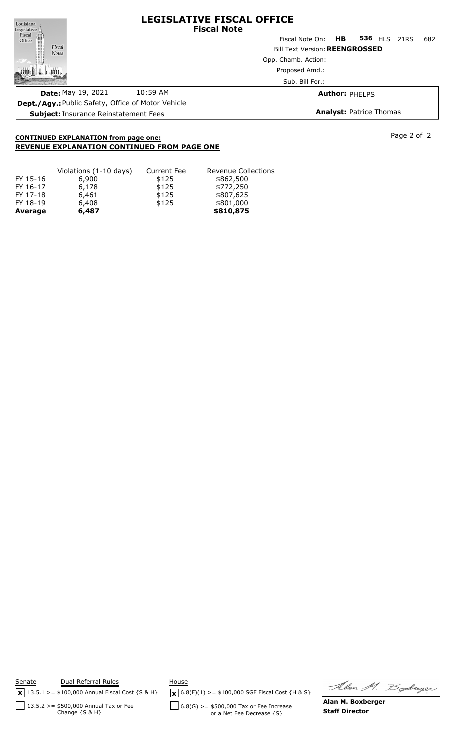# LEGISLATIVE FISCAL OFFICE
**Fiscal Note**

Fiscal Note On: **HB 536** HLS 21RS 682

Bill Text Version: **REENGROSSED**

Opp. Chamb. Action:

Proposed Amd.:

Sub. Bill For.:

**Date:** May 19, 2021 10:59 AM

**Author:** PHELPS

**Dept./Agy.:** Public Safety, Office of Motor Vehicle

**Subject:** Insurance Reinstatement Fees

**Analyst:** Patrice Thomas

**CONTINUED EXPLANATION from page one:**

**REVENUE EXPLANATION CONTINUED FROM PAGE ONE**

| | Violations (1-10 days) | Current Fee | Revenue Collections |
|---|---|---|---|
| FY 15-16 | 6,900 | $125 | $862,500 |
| FY 16-17 | 6,178 | $125 | $772,250 |
| FY 17-18 | 6,461 | $125 | $807,625 |
| FY 18-19 | 6,408 | $125 | $801,000 |
| **Average** | **6,487** | | **$810,875** |

Senate Dual Referral Rules

[x] 13.5.1 >= $100,000 Annual Fiscal Cost {S & H}

[ ] 13.5.2 >= $500,000 Annual Tax or Fee Change {S & H}

House

[x] 6.8(F)(1) >= $100,000 SGF Fiscal Cost {H & S}

[ ] 6.8(G) >= $500,000 Tax or Fee Increase or a Net Fee Decrease {S}

**Alan M. Boxberger**
**Staff Director**